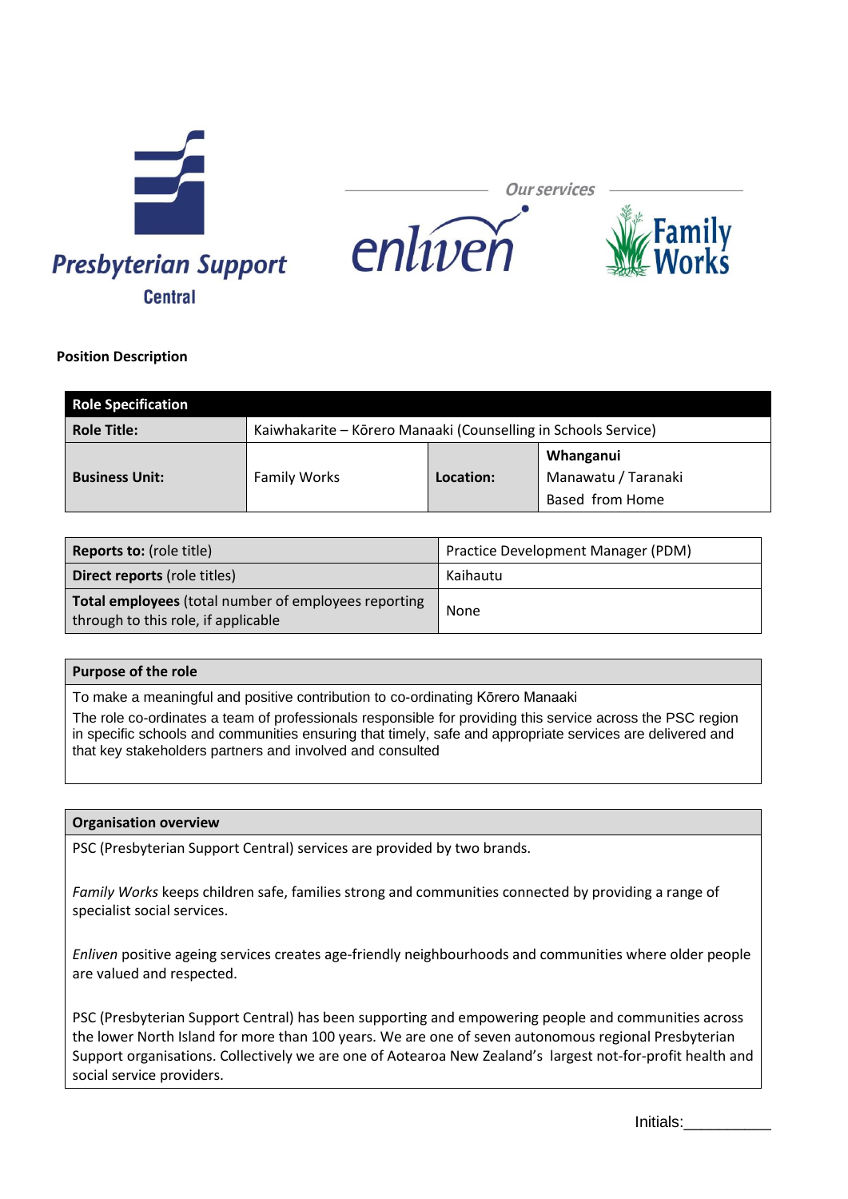Presbyterian Support Central

Our services

enliven

Family Works

**Position Description**

| **Role Specification** | | | |
|---|---|---|---|
| **Role Title:** | Kaiwhakarite – Kōrero Manaaki (Counselling in Schools Service) | | |
| **Business Unit:** | Family Works | **Location:** | **Whanganui**<br>Manawatu / Taranaki<br>Based from Home |

| | |
|---|---|
| **Reports to:** (role title) | Practice Development Manager (PDM) |
| **Direct reports** (role titles) | Kaihautu |
| **Total employees** (total number of employees reporting through to this role, if applicable | None |

| **Purpose of the role** |
|---|
| To make a meaningful and positive contribution to co-ordinating Kōrero Manaaki<br>The role co-ordinates a team of professionals responsible for providing this service across the PSC region in specific schools and communities ensuring that timely, safe and appropriate services are delivered and that key stakeholders partners and involved and consulted |

| **Organisation overview** |
|---|
| PSC (Presbyterian Support Central) services are provided by two brands.<br><br>*Family Works* keeps children safe, families strong and communities connected by providing a range of specialist social services.<br><br>*Enliven* positive ageing services creates age-friendly neighbourhoods and communities where older people are valued and respected.<br><br>PSC (Presbyterian Support Central) has been supporting and empowering people and communities across the lower North Island for more than 100 years. We are one of seven autonomous regional Presbyterian Support organisations. Collectively we are one of Aotearoa New Zealand's largest not-for-profit health and social service providers. |

Initials:__________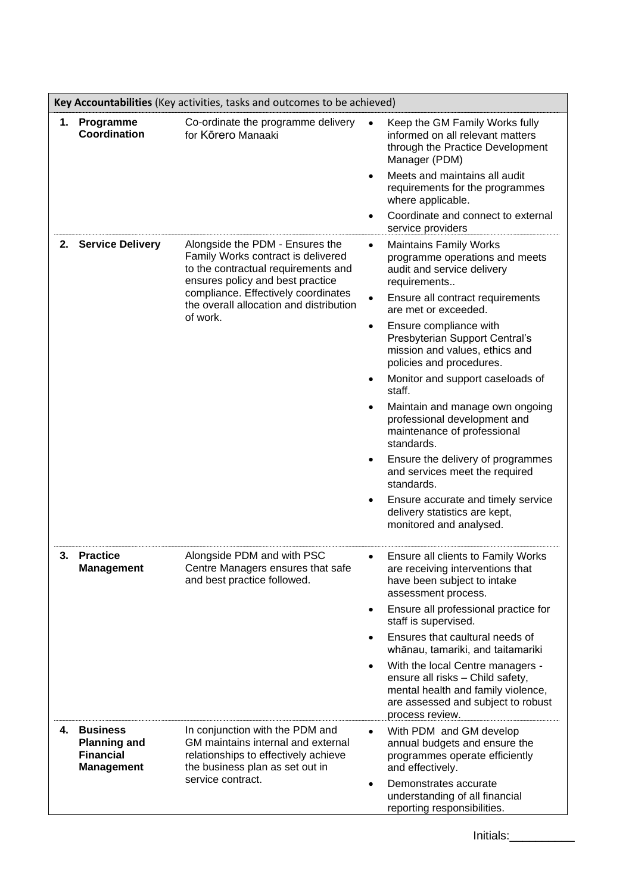| **Key Accountabilities** (Key activities, tasks and outcomes to be achieved) | | |
|---|---|---|
| **1. Programme Coordination** | Co-ordinate the programme delivery for Kōrero Manaaki | • Keep the GM Family Works fully informed on all relevant matters through the Practice Development Manager (PDM)<br>• Meets and maintains all audit requirements for the programmes where applicable.<br>• Coordinate and connect to external service providers |
| **2. Service Delivery** | Alongside the PDM - Ensures the Family Works contract is delivered to the contractual requirements and ensures policy and best practice compliance. Effectively coordinates the overall allocation and distribution of work. | • Maintains Family Works programme operations and meets audit and service delivery requirements..<br>• Ensure all contract requirements are met or exceeded.<br>• Ensure compliance with Presbyterian Support Central's mission and values, ethics and policies and procedures.<br>• Monitor and support caseloads of staff.<br>• Maintain and manage own ongoing professional development and maintenance of professional standards.<br>• Ensure the delivery of programmes and services meet the required standards.<br>• Ensure accurate and timely service delivery statistics are kept, monitored and analysed. |
| **3. Practice Management** | Alongside PDM and with PSC Centre Managers ensures that safe and best practice followed. | • Ensure all clients to Family Works are receiving interventions that have been subject to intake assessment process.<br>• Ensure all professional practice for staff is supervised.<br>• Ensures that caultural needs of whānau, tamariki, and taitamariki<br>• With the local Centre managers - ensure all risks – Child safety, mental health and family violence, are assessed and subject to robust process review. |
| **4. Business Planning and Financial Management** | In conjunction with the PDM and GM maintains internal and external relationships to effectively achieve the business plan as set out in service contract. | • With PDM and GM develop annual budgets and ensure the programmes operate efficiently and effectively.<br>• Demonstrates accurate understanding of all financial reporting responsibilities. |

Initials:__________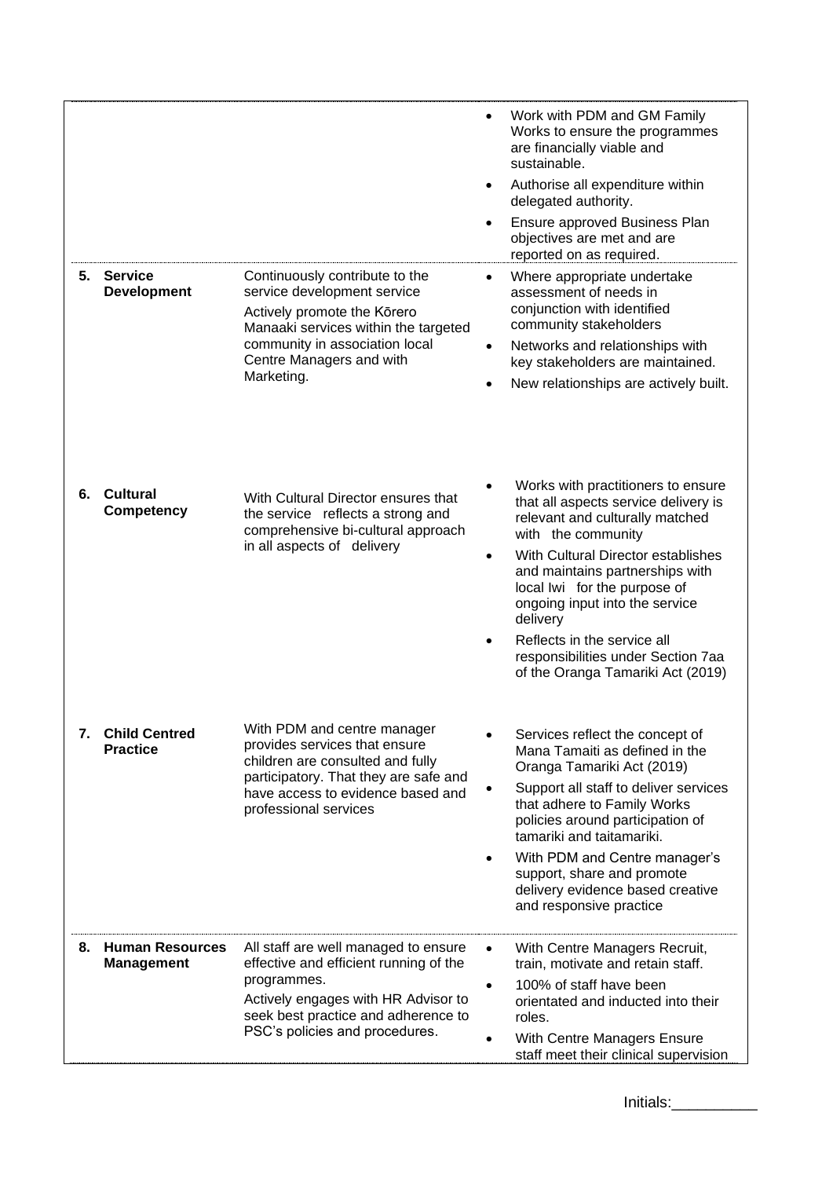| | | | |
|---|---|---|---|
| | | | • Work with PDM and GM Family Works to ensure the programmes are financially viable and sustainable.<br>• Authorise all expenditure within delegated authority.<br>• Ensure approved Business Plan objectives are met and are reported on as required. |
| **5.** | **Service Development** | Continuously contribute to the service development service<br>Actively promote the Kōrero Manaaki services within the targeted community in association local Centre Managers and with Marketing. | • Where appropriate undertake assessment of needs in conjunction with identified community stakeholders<br>• Networks and relationships with key stakeholders are maintained.<br>• New relationships are actively built. |
| **6.** | **Cultural Competency** | With Cultural Director ensures that the service reflects a strong and comprehensive bi-cultural approach in all aspects of delivery | • Works with practitioners to ensure that all aspects service delivery is relevant and culturally matched with the community<br>• With Cultural Director establishes and maintains partnerships with local Iwi for the purpose of ongoing input into the service delivery<br>• Reflects in the service all responsibilities under Section 7aa of the Oranga Tamariki Act (2019) |
| **7.** | **Child Centred Practice** | With PDM and centre manager provides services that ensure children are consulted and fully participatory. That they are safe and have access to evidence based and professional services | • Services reflect the concept of Mana Tamaiti as defined in the Oranga Tamariki Act (2019)<br>• Support all staff to deliver services that adhere to Family Works policies around participation of tamariki and taitamariki.<br>• With PDM and Centre manager's support, share and promote delivery evidence based creative and responsive practice |
| **8.** | **Human Resources Management** | All staff are well managed to ensure effective and efficient running of the programmes.<br>Actively engages with HR Advisor to seek best practice and adherence to PSC's policies and procedures. | • With Centre Managers Recruit, train, motivate and retain staff.<br>• 100% of staff have been orientated and inducted into their roles.<br>• With Centre Managers Ensure staff meet their clinical supervision |

Initials:__________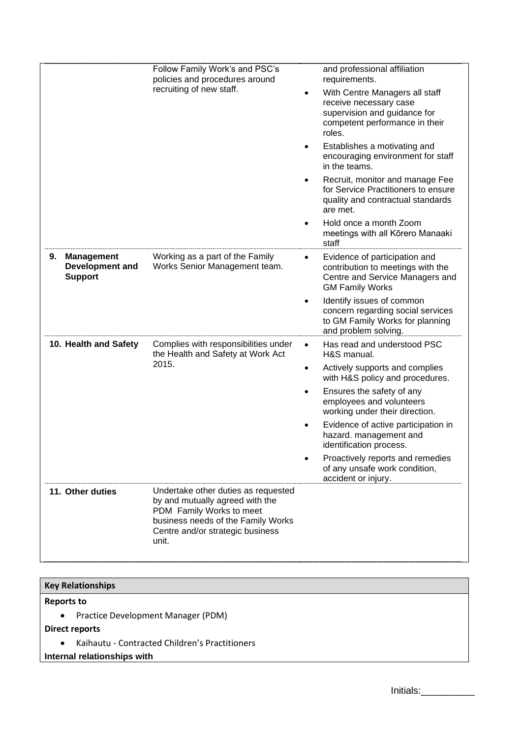| | | |
|---|---|---|
| | Follow Family Work's and PSC's policies and procedures around recruiting of new staff. | and professional affiliation requirements.<br>• With Centre Managers all staff receive necessary case supervision and guidance for competent performance in their roles.<br>• Establishes a motivating and encouraging environment for staff in the teams.<br>• Recruit, monitor and manage Fee for Service Practitioners to ensure quality and contractual standards are met.<br>• Hold once a month Zoom meetings with all Kōrero Manaaki staff |
| **9. Management Development and Support** | Working as a part of the Family Works Senior Management team. | • Evidence of participation and contribution to meetings with the Centre and Service Managers and GM Family Works<br>• Identify issues of common concern regarding social services to GM Family Works for planning and problem solving. |
| **10. Health and Safety** | Complies with responsibilities under the Health and Safety at Work Act 2015. | • Has read and understood PSC H&S manual.<br>• Actively supports and complies with H&S policy and procedures.<br>• Ensures the safety of any employees and volunteers working under their direction.<br>• Evidence of active participation in hazard. management and identification process.<br>• Proactively reports and remedies of any unsafe work condition, accident or injury. |
| **11. Other duties** | Undertake other duties as requested by and mutually agreed with the PDM Family Works to meet business needs of the Family Works Centre and/or strategic business unit. | |

| **Key Relationships** |
|---|
| **Reports to**<br>• Practice Development Manager (PDM) |
| **Direct reports**<br>• Kaihautu - Contracted Children's Practitioners |
| **Internal relationships with** |

Initials:__________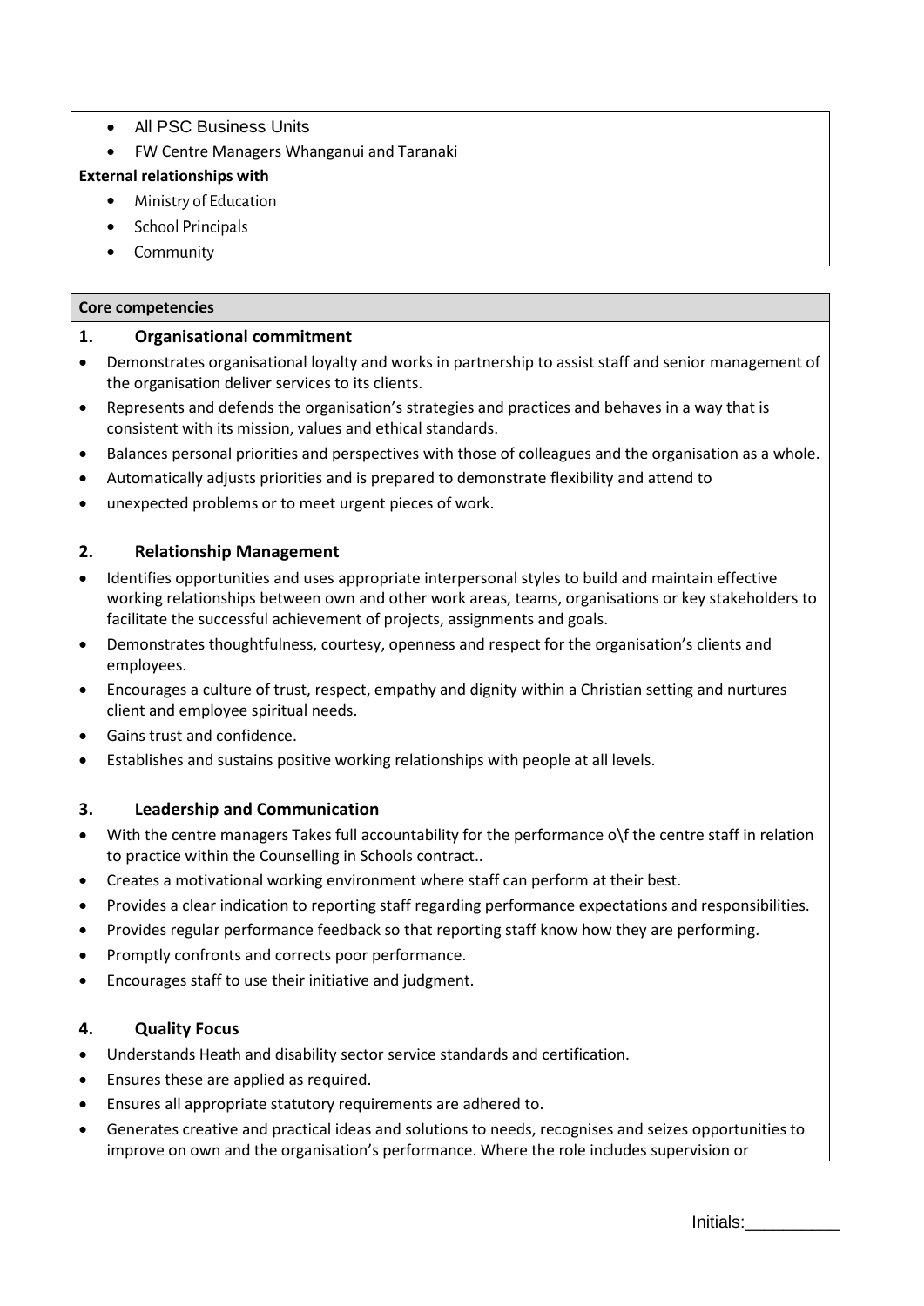- All PSC Business Units
- FW Centre Managers Whanganui and Taranaki

**External relationships with**

- Ministry of Education
- School Principals
- Community

**Core competencies**

**1. Organisational commitment**

- Demonstrates organisational loyalty and works in partnership to assist staff and senior management of the organisation deliver services to its clients.
- Represents and defends the organisation's strategies and practices and behaves in a way that is consistent with its mission, values and ethical standards.
- Balances personal priorities and perspectives with those of colleagues and the organisation as a whole.
- Automatically adjusts priorities and is prepared to demonstrate flexibility and attend to
- unexpected problems or to meet urgent pieces of work.

**2. Relationship Management**

- Identifies opportunities and uses appropriate interpersonal styles to build and maintain effective working relationships between own and other work areas, teams, organisations or key stakeholders to facilitate the successful achievement of projects, assignments and goals.
- Demonstrates thoughtfulness, courtesy, openness and respect for the organisation's clients and employees.
- Encourages a culture of trust, respect, empathy and dignity within a Christian setting and nurtures client and employee spiritual needs.
- Gains trust and confidence.
- Establishes and sustains positive working relationships with people at all levels.

**3. Leadership and Communication**

- With the centre managers Takes full accountability for the performance o\f the centre staff in relation to practice within the Counselling in Schools contract..
- Creates a motivational working environment where staff can perform at their best.
- Provides a clear indication to reporting staff regarding performance expectations and responsibilities.
- Provides regular performance feedback so that reporting staff know how they are performing.
- Promptly confronts and corrects poor performance.
- Encourages staff to use their initiative and judgment.

**4. Quality Focus**

- Understands Heath and disability sector service standards and certification.
- Ensures these are applied as required.
- Ensures all appropriate statutory requirements are adhered to.
- Generates creative and practical ideas and solutions to needs, recognises and seizes opportunities to improve on own and the organisation's performance. Where the role includes supervision or

Initials:__________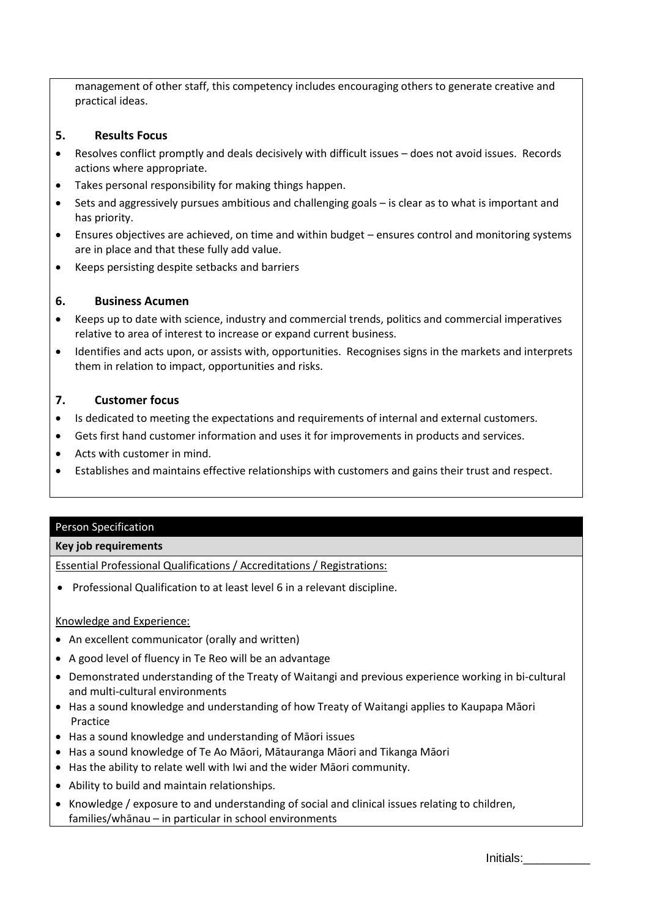management of other staff, this competency includes encouraging others to generate creative and practical ideas.

### 5. Results Focus

- Resolves conflict promptly and deals decisively with difficult issues – does not avoid issues. Records actions where appropriate.
- Takes personal responsibility for making things happen.
- Sets and aggressively pursues ambitious and challenging goals – is clear as to what is important and has priority.
- Ensures objectives are achieved, on time and within budget – ensures control and monitoring systems are in place and that these fully add value.
- Keeps persisting despite setbacks and barriers

### 6. Business Acumen

- Keeps up to date with science, industry and commercial trends, politics and commercial imperatives relative to area of interest to increase or expand current business.
- Identifies and acts upon, or assists with, opportunities. Recognises signs in the markets and interprets them in relation to impact, opportunities and risks.

### 7. Customer focus

- Is dedicated to meeting the expectations and requirements of internal and external customers.
- Gets first hand customer information and uses it for improvements in products and services.
- Acts with customer in mind.
- Establishes and maintains effective relationships with customers and gains their trust and respect.

## Person Specification

**Key job requirements**

Essential Professional Qualifications / Accreditations / Registrations:

- Professional Qualification to at least level 6 in a relevant discipline.

Knowledge and Experience:

- An excellent communicator (orally and written)
- A good level of fluency in Te Reo will be an advantage
- Demonstrated understanding of the Treaty of Waitangi and previous experience working in bi-cultural and multi-cultural environments
- Has a sound knowledge and understanding of how Treaty of Waitangi applies to Kaupapa Māori Practice
- Has a sound knowledge and understanding of Māori issues
- Has a sound knowledge of Te Ao Māori, Mātauranga Māori and Tikanga Māori
- Has the ability to relate well with Iwi and the wider Māori community.
- Ability to build and maintain relationships.
- Knowledge / exposure to and understanding of social and clinical issues relating to children, families/whānau – in particular in school environments

Initials:__________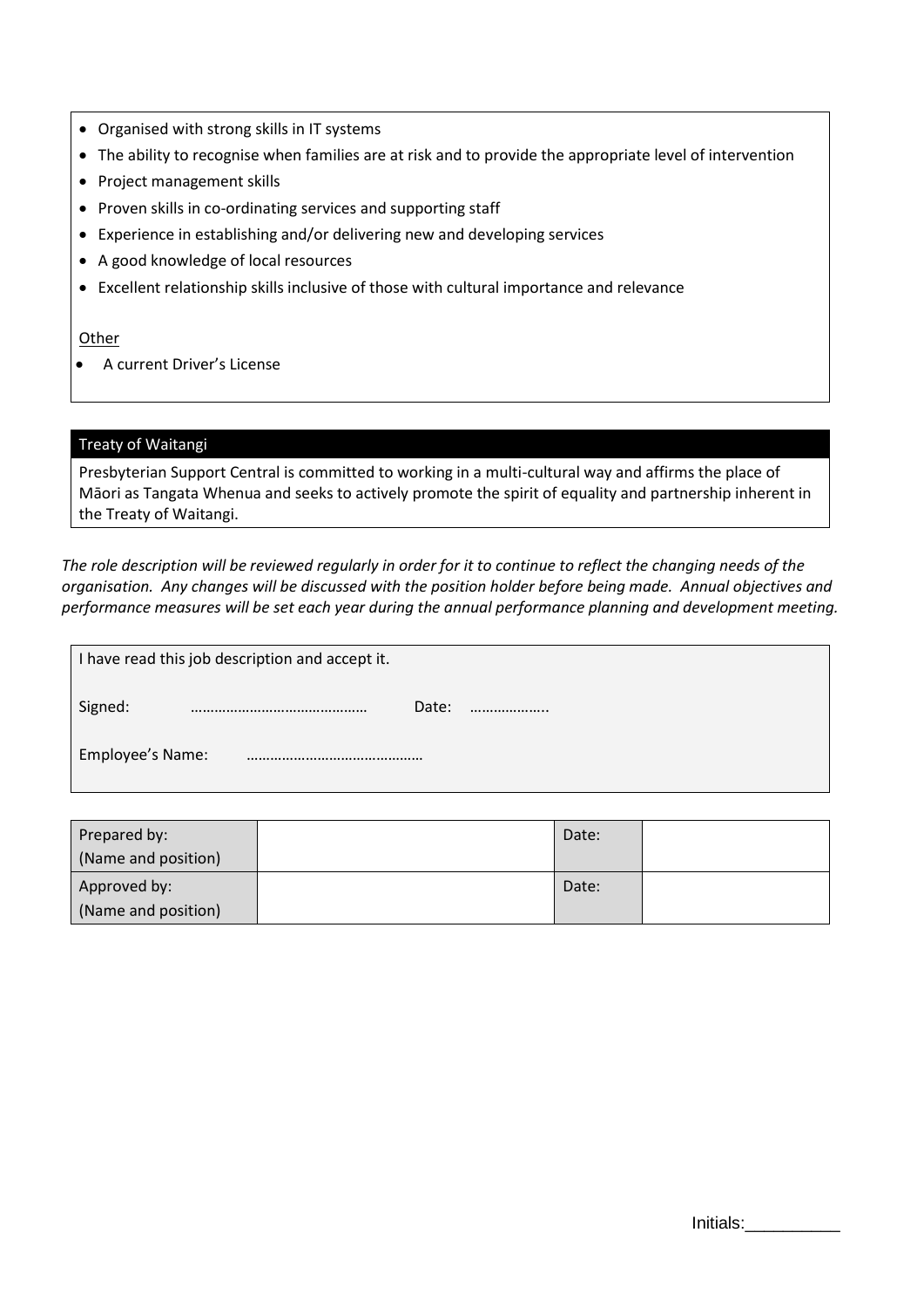- Organised with strong skills in IT systems
- The ability to recognise when families are at risk and to provide the appropriate level of intervention
- Project management skills
- Proven skills in co-ordinating services and supporting staff
- Experience in establishing and/or delivering new and developing services
- A good knowledge of local resources
- Excellent relationship skills inclusive of those with cultural importance and relevance

Other

- A current Driver's License

## Treaty of Waitangi

Presbyterian Support Central is committed to working in a multi-cultural way and affirms the place of Māori as Tangata Whenua and seeks to actively promote the spirit of equality and partnership inherent in the Treaty of Waitangi.

*The role description will be reviewed regularly in order for it to continue to reflect the changing needs of the organisation. Any changes will be discussed with the position holder before being made. Annual objectives and performance measures will be set each year during the annual performance planning and development meeting.*

I have read this job description and accept it.

Signed: ……………………………………… Date: ………………..

Employee's Name: ………………………………………

| | | | |
|---|---|---|---|
| Prepared by: (Name and position) | | Date: | |
| Approved by: (Name and position) | | Date: | |

Initials:__________